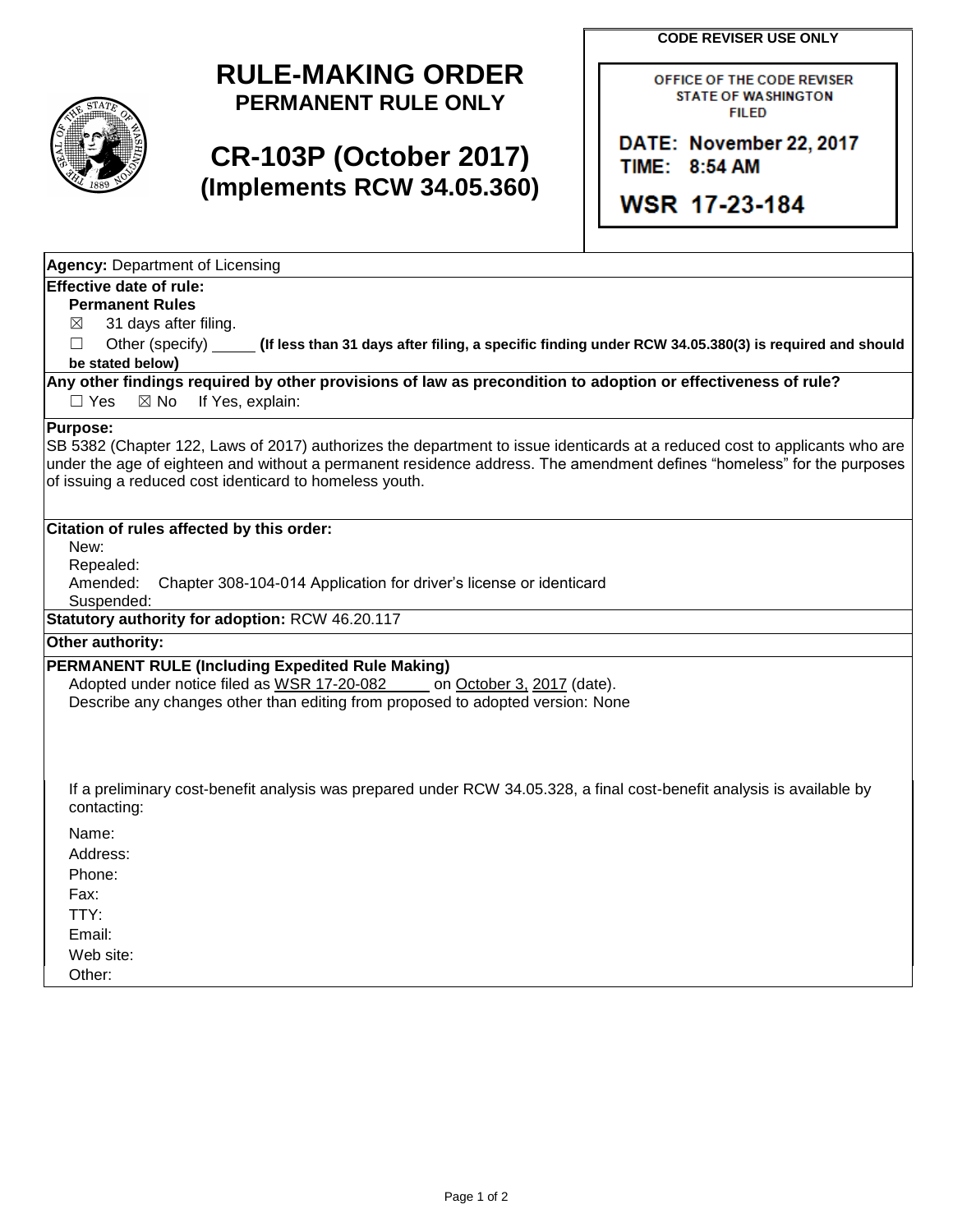# RULE-MAKING ORDER
## PERMANENT RULE ONLY

## CR-103P (October 2017)
## (Implements RCW 34.05.360)

**CODE REVISER USE ONLY**

OFFICE OF THE CODE REVISER
STATE OF WASHINGTON
FILED

DATE: November 22, 2017
TIME: 8:54 AM

WSR 17-23-184

**Agency:** Department of Licensing

**Effective date of rule:**

**Permanent Rules**

☒ 31 days after filing.

☐ Other (specify) _____ **(If less than 31 days after filing, a specific finding under RCW 34.05.380(3) is required and should be stated below)**

**Any other findings required by other provisions of law as precondition to adoption or effectiveness of rule?**

☐ Yes ☒ No If Yes, explain:

**Purpose:**

SB 5382 (Chapter 122, Laws of 2017) authorizes the department to issue identicards at a reduced cost to applicants who are under the age of eighteen and without a permanent residence address. The amendment defines "homeless" for the purposes of issuing a reduced cost identicard to homeless youth.

**Citation of rules affected by this order:**

New:
Repealed:
Amended: Chapter 308-104-014 Application for driver's license or identicard
Suspended:

**Statutory authority for adoption:** RCW 46.20.117

**Other authority:**

**PERMANENT RULE (Including Expedited Rule Making)**

Adopted under notice filed as WSR 17-20-082 on October 3, 2017 (date).

Describe any changes other than editing from proposed to adopted version: None

If a preliminary cost-benefit analysis was prepared under RCW 34.05.328, a final cost-benefit analysis is available by contacting:

Name:
Address:
Phone:
Fax:
TTY:
Email:
Web site:
Other: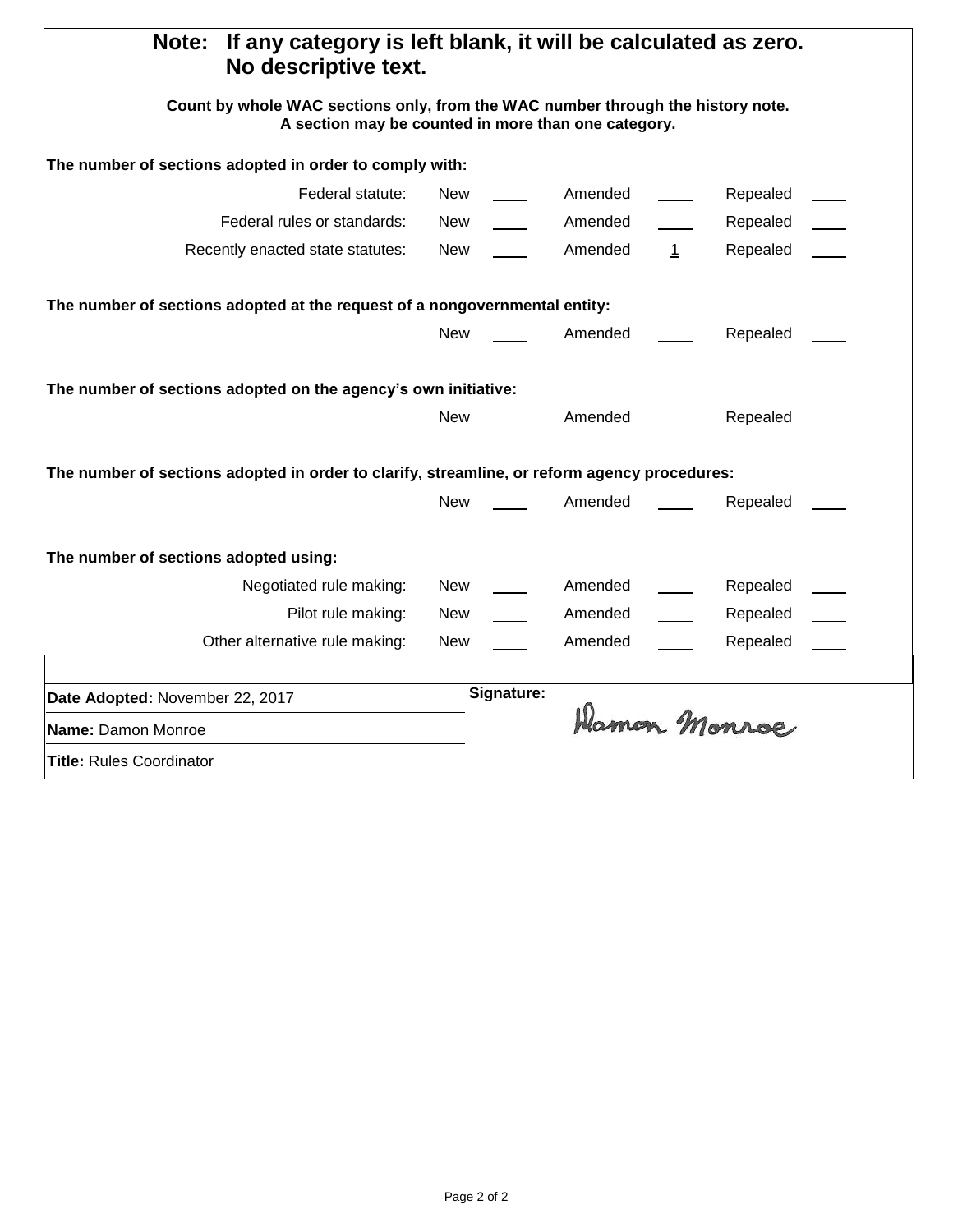**Note: If any category is left blank, it will be calculated as zero. No descriptive text.**

**Count by whole WAC sections only, from the WAC number through the history note. A section may be counted in more than one category.**

**The number of sections adopted in order to comply with:**

| | | | | | | |
|---|---|---|---|---|---|---|
| Federal statute: | New | | Amended | | Repealed | |
| Federal rules or standards: | New | | Amended | | Repealed | |
| Recently enacted state statutes: | New | | Amended | 1 | Repealed | |

**The number of sections adopted at the request of a nongovernmental entity:**

| | | | | | |
|---|---|---|---|---|---|
| New | | Amended | | Repealed | |

**The number of sections adopted on the agency's own initiative:**

| | | | | | |
|---|---|---|---|---|---|
| New | | Amended | | Repealed | |

**The number of sections adopted in order to clarify, streamline, or reform agency procedures:**

| | | | | | |
|---|---|---|---|---|---|
| New | | Amended | | Repealed | |

**The number of sections adopted using:**

| | | | | | | |
|---|---|---|---|---|---|---|
| Negotiated rule making: | New | | Amended | | Repealed | |
| Pilot rule making: | New | | Amended | | Repealed | |
| Other alternative rule making: | New | | Amended | | Repealed | |

| | |
|---|---|
| **Date Adopted:** November 22, 2017 | **Signature:** Damon Monroe |
| **Name:** Damon Monroe | |
| **Title:** Rules Coordinator | |